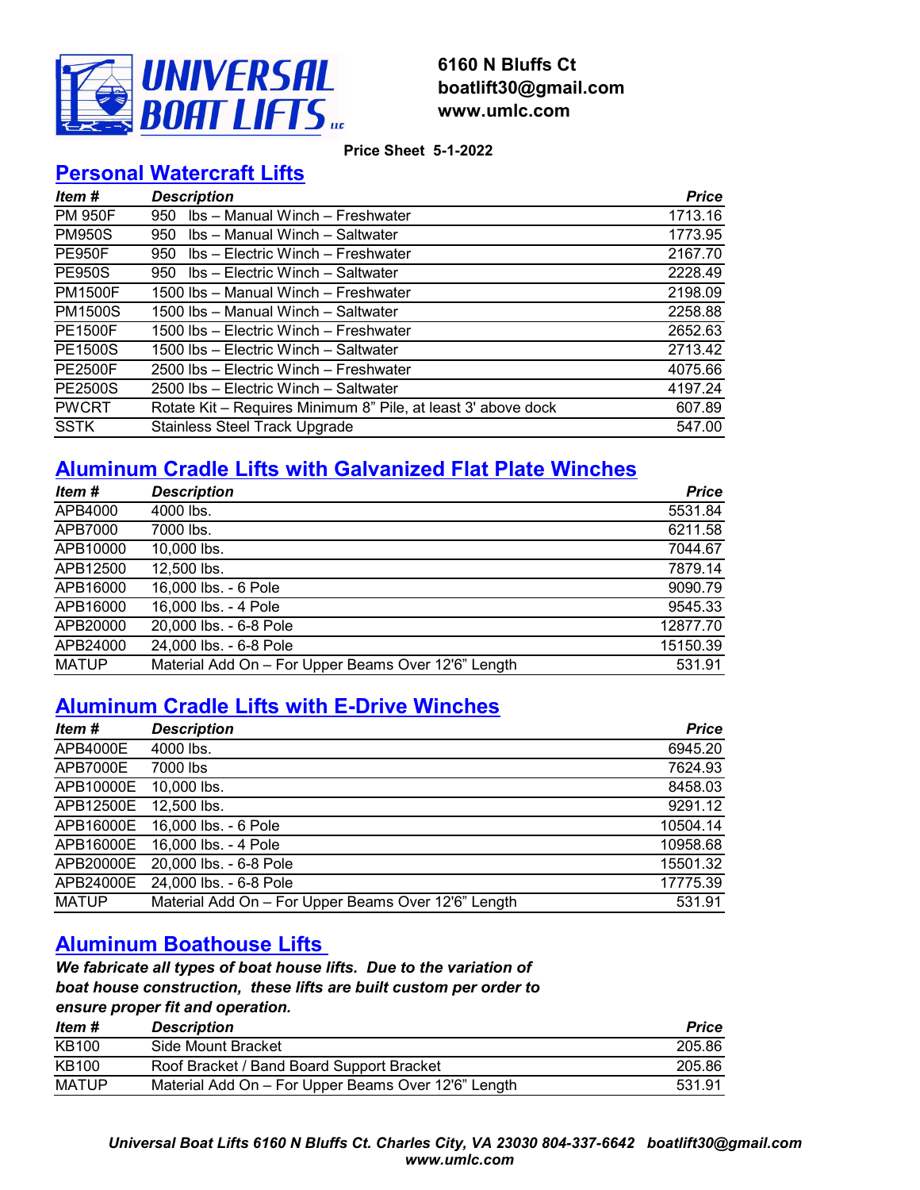**UNIVERSAL BOAT LIFTS LLC**

**6160 N Bluffs Ct**
**boatlift30@gmail.com**
**www.umlc.com**

**Price Sheet 5-1-2022**

## Personal Watercraft Lifts

| *Item #* | *Description* | *Price* |
|---|---|---|
| PM 950F | 950 lbs – Manual Winch – Freshwater | 1713.16 |
| PM950S | 950 lbs – Manual Winch – Saltwater | 1773.95 |
| PE950F | 950 lbs – Electric Winch – Freshwater | 2167.70 |
| PE950S | 950 lbs – Electric Winch – Saltwater | 2228.49 |
| PM1500F | 1500 lbs – Manual Winch – Freshwater | 2198.09 |
| PM1500S | 1500 lbs – Manual Winch – Saltwater | 2258.88 |
| PE1500F | 1500 lbs – Electric Winch – Freshwater | 2652.63 |
| PE1500S | 1500 lbs – Electric Winch – Saltwater | 2713.42 |
| PE2500F | 2500 lbs – Electric Winch – Freshwater | 4075.66 |
| PE2500S | 2500 lbs – Electric Winch – Saltwater | 4197.24 |
| PWCRT | Rotate Kit – Requires Minimum 8” Pile, at least 3' above dock | 607.89 |
| SSTK | Stainless Steel Track Upgrade | 547.00 |

## Aluminum Cradle Lifts with Galvanized Flat Plate Winches

| *Item #* | *Description* | *Price* |
|---|---|---|
| APB4000 | 4000 lbs. | 5531.84 |
| APB7000 | 7000 lbs. | 6211.58 |
| APB10000 | 10,000 lbs. | 7044.67 |
| APB12500 | 12,500 lbs. | 7879.14 |
| APB16000 | 16,000 lbs. - 6 Pole | 9090.79 |
| APB16000 | 16,000 lbs. - 4 Pole | 9545.33 |
| APB20000 | 20,000 lbs. - 6-8 Pole | 12877.70 |
| APB24000 | 24,000 lbs. - 6-8 Pole | 15150.39 |
| MATUP | Material Add On – For Upper Beams Over 12'6” Length | 531.91 |

## Aluminum Cradle Lifts with E-Drive Winches

| *Item #* | *Description* | *Price* |
|---|---|---|
| APB4000E | 4000 lbs. | 6945.20 |
| APB7000E | 7000 lbs | 7624.93 |
| APB10000E | 10,000 lbs. | 8458.03 |
| APB12500E | 12,500 lbs. | 9291.12 |
| APB16000E | 16,000 lbs. - 6 Pole | 10504.14 |
| APB16000E | 16,000 lbs. - 4 Pole | 10958.68 |
| APB20000E | 20,000 lbs. - 6-8 Pole | 15501.32 |
| APB24000E | 24,000 lbs. - 6-8 Pole | 17775.39 |
| MATUP | Material Add On – For Upper Beams Over 12'6” Length | 531.91 |

## Aluminum Boathouse Lifts

***We fabricate all types of boat house lifts. Due to the variation of boat house construction, these lifts are built custom per order to ensure proper fit and operation.***

| *Item #* | *Description* | *Price* |
|---|---|---|
| KB100 | Side Mount Bracket | 205.86 |
| KB100 | Roof Bracket / Band Board Support Bracket | 205.86 |
| MATUP | Material Add On – For Upper Beams Over 12'6” Length | 531.91 |

***Universal Boat Lifts 6160 N Bluffs Ct. Charles City, VA 23030 804-337-6642 boatlift30@gmail.com www.umlc.com***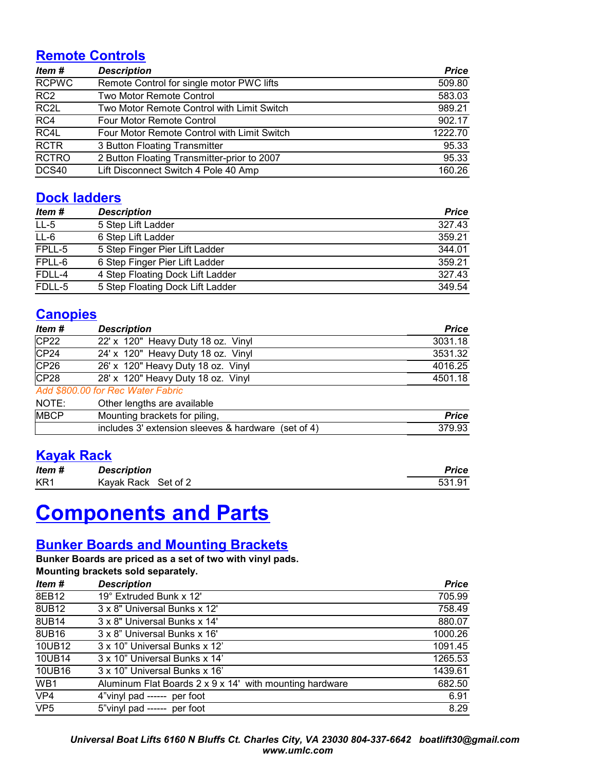## Remote Controls

| *Item #* | *Description* | *Price* |
|---|---|---|
| RCPWC | Remote Control for single motor PWC lifts | 509.80 |
| RC2 | Two Motor Remote Control | 583.03 |
| RC2L | Two Motor Remote Control with Limit Switch | 989.21 |
| RC4 | Four Motor Remote Control | 902.17 |
| RC4L | Four Motor Remote Control with Limit Switch | 1222.70 |
| RCTR | 3 Button Floating Transmitter | 95.33 |
| RCTRO | 2 Button Floating Transmitter-prior to 2007 | 95.33 |
| DCS40 | Lift Disconnect Switch 4 Pole 40 Amp | 160.26 |

## Dock ladders

| *Item #* | *Description* | *Price* |
|---|---|---|
| LL-5 | 5 Step Lift Ladder | 327.43 |
| LL-6 | 6 Step Lift Ladder | 359.21 |
| FPLL-5 | 5 Step Finger Pier Lift Ladder | 344.01 |
| FPLL-6 | 6 Step Finger Pier Lift Ladder | 359.21 |
| FDLL-4 | 4 Step Floating Dock Lift Ladder | 327.43 |
| FDLL-5 | 5 Step Floating Dock Lift Ladder | 349.54 |

## Canopies

| *Item #* | *Description* | *Price* |
|---|---|---|
| CP22 | 22' x 120" Heavy Duty 18 oz. Vinyl | 3031.18 |
| CP24 | 24' x 120" Heavy Duty 18 oz. Vinyl | 3531.32 |
| CP26 | 26' x 120" Heavy Duty 18 oz. Vinyl | 4016.25 |
| CP28 | 28' x 120" Heavy Duty 18 oz. Vinyl | 4501.18 |

*Add $800.00 for Rec Water Fabric*

NOTE: Other lengths are available

| MBCP | Mounting brackets for piling, | *Price* |
|---|---|---|
| | includes 3' extension sleeves & hardware (set of 4) | 379.93 |

## Kayak Rack

| *Item #* | *Description* | *Price* |
|---|---|---|
| KR1 | Kayak Rack Set of 2 | 531.91 |

# Components and Parts

## Bunker Boards and Mounting Brackets

**Bunker Boards are priced as a set of two with vinyl pads.**
**Mounting brackets sold separately.**

| *Item #* | *Description* | *Price* |
|---|---|---|
| 8EB12 | 19° Extruded Bunk x 12' | 705.99 |
| 8UB12 | 3 x 8" Universal Bunks x 12' | 758.49 |
| 8UB14 | 3 x 8" Universal Bunks x 14' | 880.07 |
| 8UB16 | 3 x 8" Universal Bunks x 16' | 1000.26 |
| 10UB12 | 3 x 10" Universal Bunks x 12' | 1091.45 |
| 10UB14 | 3 x 10" Universal Bunks x 14' | 1265.53 |
| 10UB16 | 3 x 10" Universal Bunks x 16' | 1439.61 |
| WB1 | Aluminum Flat Boards 2 x 9 x 14' with mounting hardware | 682.50 |
| VP4 | 4"vinyl pad ------ per foot | 6.91 |
| VP5 | 5"vinyl pad ------ per foot | 8.29 |

*Universal Boat Lifts 6160 N Bluffs Ct. Charles City, VA 23030 804-337-6642 boatlift30@gmail.com www.umlc.com*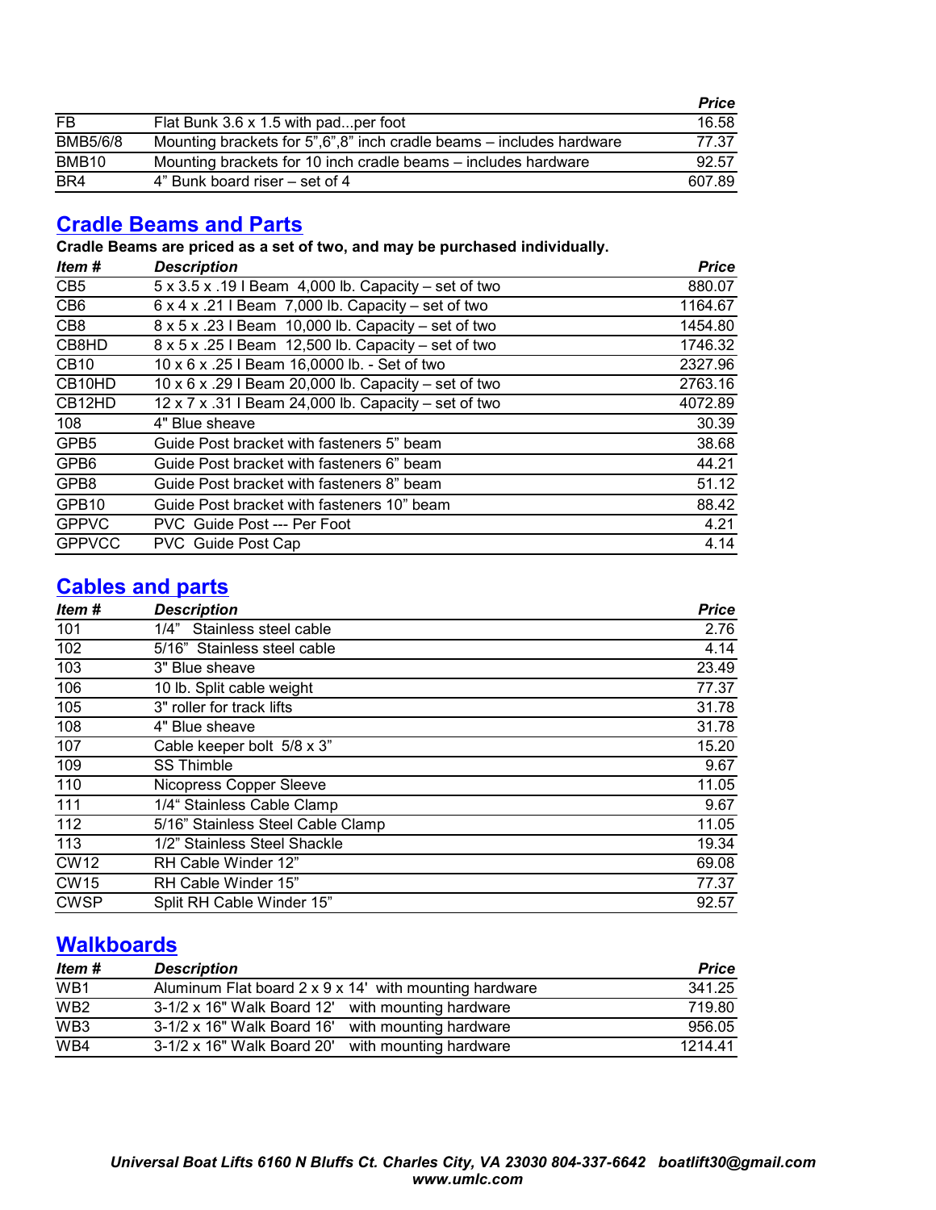| | | Price |
|---|---|---|
| FB | Flat Bunk 3.6 x 1.5 with pad...per foot | 16.58 |
| BMB5/6/8 | Mounting brackets for 5",6",8" inch cradle beams – includes hardware | 77.37 |
| BMB10 | Mounting brackets for 10 inch cradle beams – includes hardware | 92.57 |
| BR4 | 4" Bunk board riser – set of 4 | 607.89 |

## Cradle Beams and Parts

**Cradle Beams are priced as a set of two, and may be purchased individually.**

| Item # | Description | Price |
|---|---|---|
| CB5 | 5 x 3.5 x .19 I Beam 4,000 lb. Capacity – set of two | 880.07 |
| CB6 | 6 x 4 x .21 I Beam 7,000 lb. Capacity – set of two | 1164.67 |
| CB8 | 8 x 5 x .23 I Beam 10,000 lb. Capacity – set of two | 1454.80 |
| CB8HD | 8 x 5 x .25 I Beam 12,500 lb. Capacity – set of two | 1746.32 |
| CB10 | 10 x 6 x .25 I Beam 16,0000 lb. - Set of two | 2327.96 |
| CB10HD | 10 x 6 x .29 I Beam 20,000 lb. Capacity – set of two | 2763.16 |
| CB12HD | 12 x 7 x .31 I Beam 24,000 lb. Capacity – set of two | 4072.89 |
| 108 | 4" Blue sheave | 30.39 |
| GPB5 | Guide Post bracket with fasteners 5" beam | 38.68 |
| GPB6 | Guide Post bracket with fasteners 6" beam | 44.21 |
| GPB8 | Guide Post bracket with fasteners 8" beam | 51.12 |
| GPB10 | Guide Post bracket with fasteners 10" beam | 88.42 |
| GPPVC | PVC Guide Post --- Per Foot | 4.21 |
| GPPVCC | PVC Guide Post Cap | 4.14 |

## Cables and parts

| Item # | Description | Price |
|---|---|---|
| 101 | 1/4" Stainless steel cable | 2.76 |
| 102 | 5/16" Stainless steel cable | 4.14 |
| 103 | 3" Blue sheave | 23.49 |
| 106 | 10 lb. Split cable weight | 77.37 |
| 105 | 3" roller for track lifts | 31.78 |
| 108 | 4" Blue sheave | 31.78 |
| 107 | Cable keeper bolt 5/8 x 3" | 15.20 |
| 109 | SS Thimble | 9.67 |
| 110 | Nicopress Copper Sleeve | 11.05 |
| 111 | 1/4" Stainless Cable Clamp | 9.67 |
| 112 | 5/16" Stainless Steel Cable Clamp | 11.05 |
| 113 | 1/2" Stainless Steel Shackle | 19.34 |
| CW12 | RH Cable Winder 12" | 69.08 |
| CW15 | RH Cable Winder 15" | 77.37 |
| CWSP | Split RH Cable Winder 15" | 92.57 |

## Walkboards

| Item # | Description | Price |
|---|---|---|
| WB1 | Aluminum Flat board 2 x 9 x 14' with mounting hardware | 341.25 |
| WB2 | 3-1/2 x 16" Walk Board 12' with mounting hardware | 719.80 |
| WB3 | 3-1/2 x 16" Walk Board 16' with mounting hardware | 956.05 |
| WB4 | 3-1/2 x 16" Walk Board 20' with mounting hardware | 1214.41 |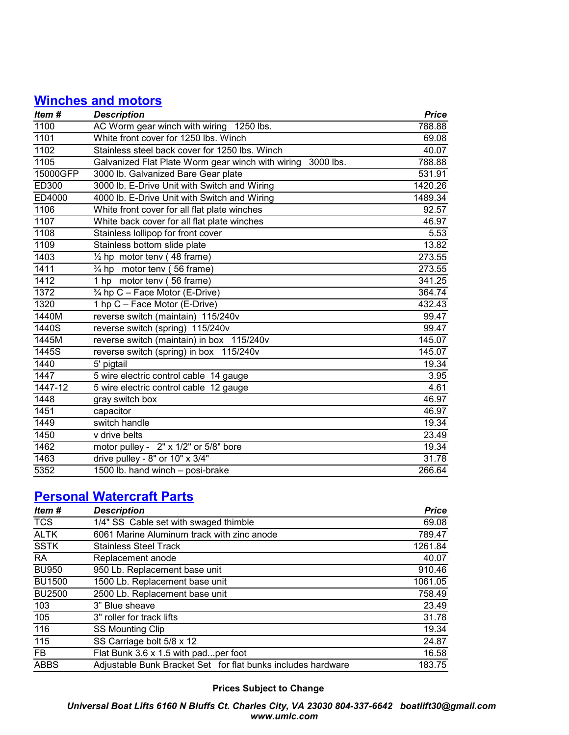## Winches and motors

| *Item #* | *Description* | *Price* |
|---|---|---|
| 1100 | AC Worm gear winch with wiring 1250 lbs. | 788.88 |
| 1101 | White front cover for 1250 lbs. Winch | 69.08 |
| 1102 | Stainless steel back cover for 1250 lbs. Winch | 40.07 |
| 1105 | Galvanized Flat Plate Worm gear winch with wiring 3000 lbs. | 788.88 |
| 15000GFP | 3000 lb. Galvanized Bare Gear plate | 531.91 |
| ED300 | 3000 lb. E-Drive Unit with Switch and Wiring | 1420.26 |
| ED4000 | 4000 lb. E-Drive Unit with Switch and Wiring | 1489.34 |
| 1106 | White front cover for all flat plate winches | 92.57 |
| 1107 | White back cover for all flat plate winches | 46.97 |
| 1108 | Stainless lollipop for front cover | 5.53 |
| 1109 | Stainless bottom slide plate | 13.82 |
| 1403 | ½ hp motor tenv ( 48 frame) | 273.55 |
| 1411 | ¾ hp motor tenv ( 56 frame) | 273.55 |
| 1412 | 1 hp motor tenv ( 56 frame) | 341.25 |
| 1372 | ¾ hp C – Face Motor (E-Drive) | 364.74 |
| 1320 | 1 hp C – Face Motor (E-Drive) | 432.43 |
| 1440M | reverse switch (maintain) 115/240v | 99.47 |
| 1440S | reverse switch (spring) 115/240v | 99.47 |
| 1445M | reverse switch (maintain) in box 115/240v | 145.07 |
| 1445S | reverse switch (spring) in box 115/240v | 145.07 |
| 1440 | 5' pigtail | 19.34 |
| 1447 | 5 wire electric control cable 14 gauge | 3.95 |
| 1447-12 | 5 wire electric control cable 12 gauge | 4.61 |
| 1448 | gray switch box | 46.97 |
| 1451 | capacitor | 46.97 |
| 1449 | switch handle | 19.34 |
| 1450 | v drive belts | 23.49 |
| 1462 | motor pulley - 2" x 1/2" or 5/8" bore | 19.34 |
| 1463 | drive pulley - 8" or 10" x 3/4" | 31.78 |
| 5352 | 1500 lb. hand winch – posi-brake | 266.64 |

## Personal Watercraft Parts

| *Item #* | *Description* | *Price* |
|---|---|---|
| TCS | 1/4" SS Cable set with swaged thimble | 69.08 |
| ALTK | 6061 Marine Aluminum track with zinc anode | 789.47 |
| SSTK | Stainless Steel Track | 1261.84 |
| RA | Replacement anode | 40.07 |
| BU950 | 950 Lb. Replacement base unit | 910.46 |
| BU1500 | 1500 Lb. Replacement base unit | 1061.05 |
| BU2500 | 2500 Lb. Replacement base unit | 758.49 |
| 103 | 3" Blue sheave | 23.49 |
| 105 | 3" roller for track lifts | 31.78 |
| 116 | SS Mounting Clip | 19.34 |
| 115 | SS Carriage bolt 5/8 x 12 | 24.87 |
| FB | Flat Bunk 3.6 x 1.5 with pad...per foot | 16.58 |
| ABBS | Adjustable Bunk Bracket Set for flat bunks includes hardware | 183.75 |

**Prices Subject to Change**

***Universal Boat Lifts 6160 N Bluffs Ct. Charles City, VA 23030 804-337-6642 boatlift30@gmail.com www.umlc.com***